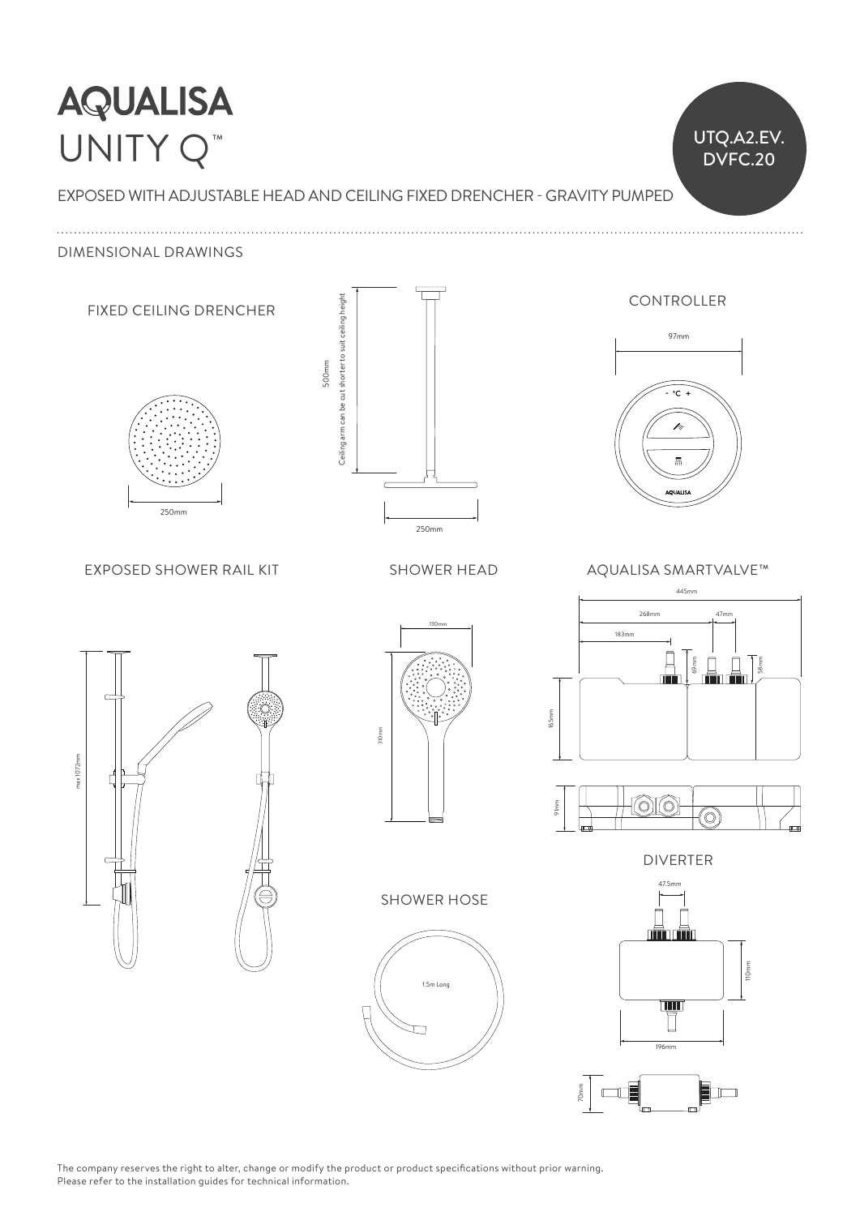# AQUALISA

# UNITY Q™

UTQ.A2.EV.DVFC.20

EXPOSED WITH ADJUSTABLE HEAD AND CEILING FIXED DRENCHER - GRAVITY PUMPED

## DIMENSIONAL DRAWINGS

### FIXED CEILING DRENCHER

250mm

500mm

Ceiling arm can be cut shorter to suit ceiling height

250mm

### CONTROLLER

97mm

- °C +

AQUALISA

### EXPOSED SHOWER RAIL KIT

max 1072mm

### SHOWER HEAD

130mm

310mm

### AQUALISA SMARTVALVE™

445mm

268mm

47mm

183mm

69mm

58mm

165mm

91mm

### DIVERTER

47.5mm

110mm

196mm

70mm

### SHOWER HOSE

1.5m Long

The company reserves the right to alter, change or modify the product or product specifications without prior warning.
Please refer to the installation guides for technical information.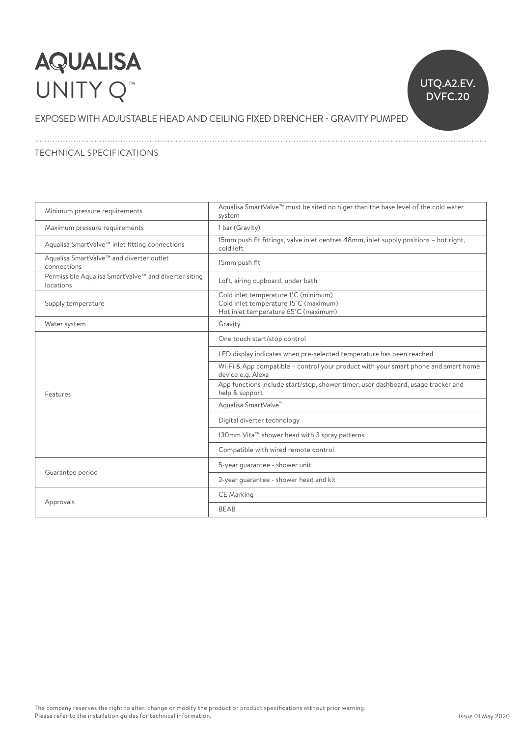# AQUALISA

## UNITY Q™

UTQ.A2.EV.DVFC.20

EXPOSED WITH ADJUSTABLE HEAD AND CEILING FIXED DRENCHER - GRAVITY PUMPED

TECHNICAL SPECIFICATIONS

| | |
|---|---|
| Minimum pressure requirements | Aqualisa SmartValve™ must be sited no higer than the base level of the cold water system |
| Maximum pressure requirements | 1 bar (Gravity) |
| Aqualisa SmartValve™ inlet fitting connections | 15mm push fit fittings, valve inlet centres 48mm, inlet supply positions – hot right, cold left |
| Aqualisa SmartValve™ and diverter outlet connections | 15mm push fit |
| Permissible Aqualisa SmartValve™ and diverter siting locations | Loft, airing cupboard, under bath |
| Supply temperature | Cold inlet temperature 1°C (minimum)<br>Cold inlet temperature 15°C (maximum)<br>Hot inlet temperature 65°C (maximum) |
| Water system | Gravity |
| Features | One touch start/stop control |
| | LED display indicates when pre-selected temperature has been reached |
| | Wi-Fi & App compatible – control your product with your smart phone and smart home device e.g. Alexa |
| | App functions include start/stop, shower timer, user dashboard, usage tracker and help & support |
| | Aqualisa SmartValve™ |
| | Digital diverter technology |
| | 130mm Vita™ shower head with 3 spray patterns |
| | Compatible with wired remote control |
| Guarantee period | 5-year guarantee - shower unit |
| | 2-year guarantee - shower head and kit |
| Approvals | CE Marking |
| | BEAB |

The company reserves the right to alter, change or modify the product or product specifications without prior warning.
Please refer to the installation guides for technical information.

Issue 01 May 2020